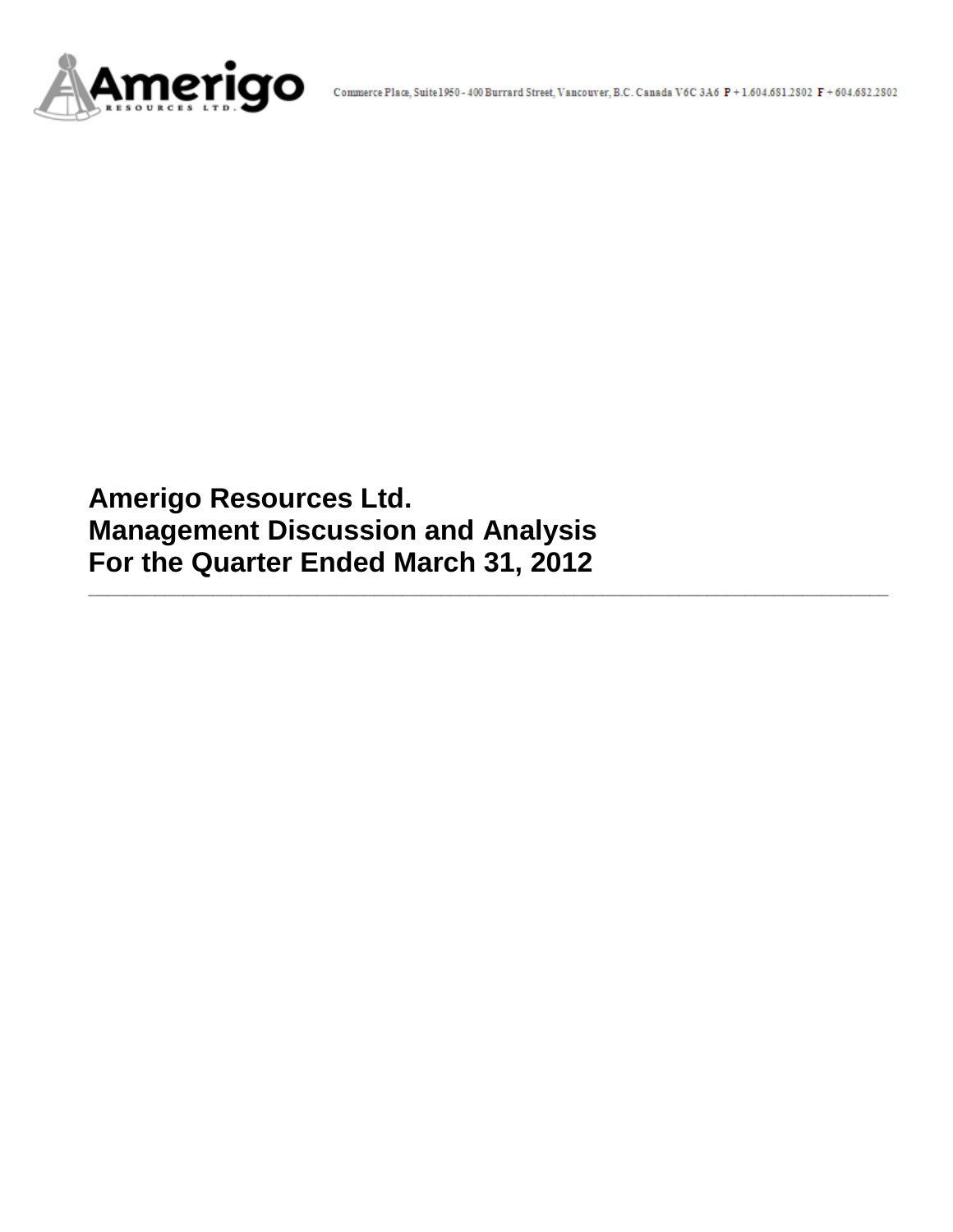Commerce Place, Suite 1950 - 400 Burrard Street, Vancouver, B.C. Canada V6C 3A6 P + 1.604.681.2802 F + 604.682.2802

# Amerigo Resources Ltd.
# Management Discussion and Analysis
# For the Quarter Ended March 31, 2012

---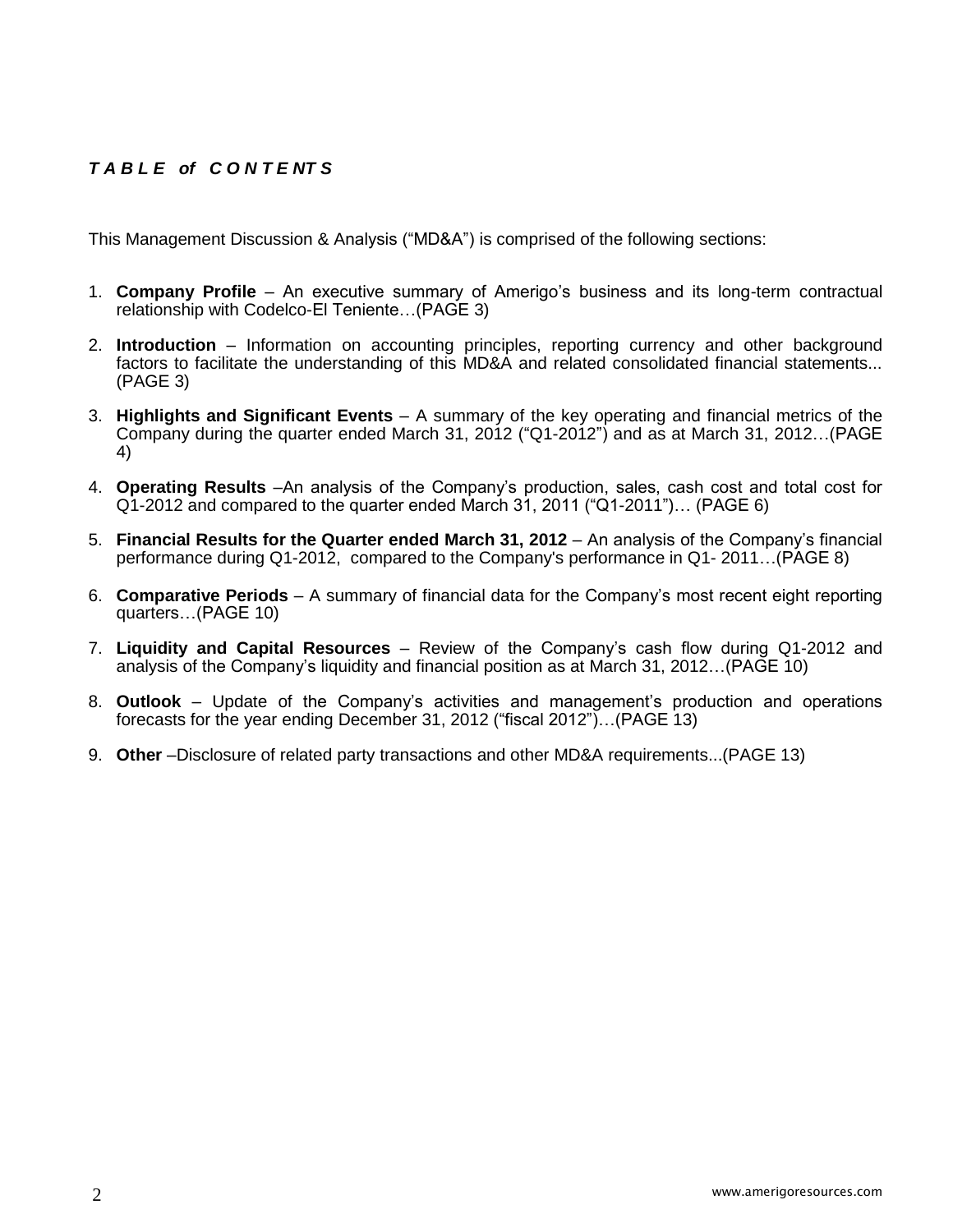## *TABLE of CONTENTS*

This Management Discussion & Analysis ("MD&A") is comprised of the following sections:

1. **Company Profile** – An executive summary of Amerigo's business and its long-term contractual relationship with Codelco-El Teniente…(PAGE 3)

2. **Introduction** – Information on accounting principles, reporting currency and other background factors to facilitate the understanding of this MD&A and related consolidated financial statements... (PAGE 3)

3. **Highlights and Significant Events** – A summary of the key operating and financial metrics of the Company during the quarter ended March 31, 2012 ("Q1-2012") and as at March 31, 2012…(PAGE 4)

4. **Operating Results** –An analysis of the Company's production, sales, cash cost and total cost for Q1-2012 and compared to the quarter ended March 31, 2011 ("Q1-2011")… (PAGE 6)

5. **Financial Results for the Quarter ended March 31, 2012** – An analysis of the Company's financial performance during Q1-2012, compared to the Company's performance in Q1- 2011…(PAGE 8)

6. **Comparative Periods** – A summary of financial data for the Company's most recent eight reporting quarters…(PAGE 10)

7. **Liquidity and Capital Resources** – Review of the Company's cash flow during Q1-2012 and analysis of the Company's liquidity and financial position as at March 31, 2012…(PAGE 10)

8. **Outlook** – Update of the Company's activities and management's production and operations forecasts for the year ending December 31, 2012 ("fiscal 2012")…(PAGE 13)

9. **Other** –Disclosure of related party transactions and other MD&A requirements...(PAGE 13)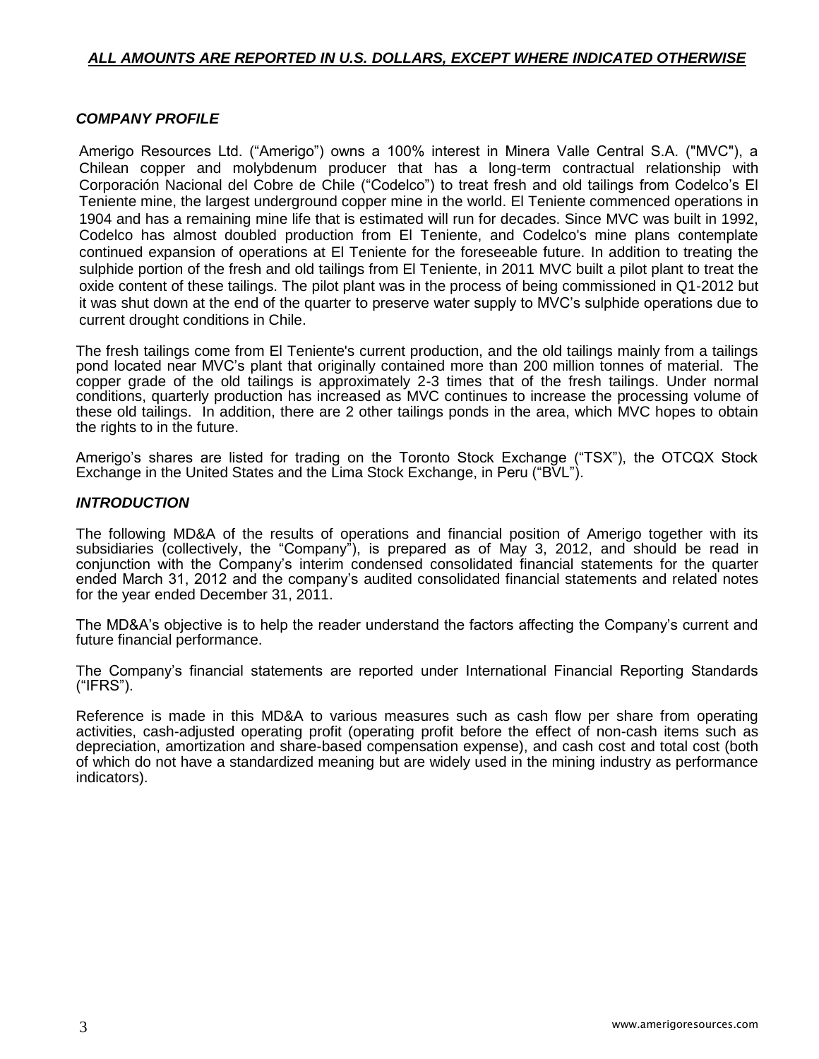***ALL AMOUNTS ARE REPORTED IN U.S. DOLLARS, EXCEPT WHERE INDICATED OTHERWISE***

## *COMPANY PROFILE*

Amerigo Resources Ltd. ("Amerigo") owns a 100% interest in Minera Valle Central S.A. ("MVC"), a Chilean copper and molybdenum producer that has a long-term contractual relationship with Corporación Nacional del Cobre de Chile ("Codelco") to treat fresh and old tailings from Codelco's El Teniente mine, the largest underground copper mine in the world. El Teniente commenced operations in 1904 and has a remaining mine life that is estimated will run for decades. Since MVC was built in 1992, Codelco has almost doubled production from El Teniente, and Codelco's mine plans contemplate continued expansion of operations at El Teniente for the foreseeable future. In addition to treating the sulphide portion of the fresh and old tailings from El Teniente, in 2011 MVC built a pilot plant to treat the oxide content of these tailings. The pilot plant was in the process of being commissioned in Q1-2012 but it was shut down at the end of the quarter to preserve water supply to MVC's sulphide operations due to current drought conditions in Chile.

The fresh tailings come from El Teniente's current production, and the old tailings mainly from a tailings pond located near MVC's plant that originally contained more than 200 million tonnes of material. The copper grade of the old tailings is approximately 2-3 times that of the fresh tailings. Under normal conditions, quarterly production has increased as MVC continues to increase the processing volume of these old tailings. In addition, there are 2 other tailings ponds in the area, which MVC hopes to obtain the rights to in the future.

Amerigo's shares are listed for trading on the Toronto Stock Exchange ("TSX"), the OTCQX Stock Exchange in the United States and the Lima Stock Exchange, in Peru ("BVL").

## *INTRODUCTION*

The following MD&A of the results of operations and financial position of Amerigo together with its subsidiaries (collectively, the "Company"), is prepared as of May 3, 2012, and should be read in conjunction with the Company's interim condensed consolidated financial statements for the quarter ended March 31, 2012 and the company's audited consolidated financial statements and related notes for the year ended December 31, 2011.

The MD&A's objective is to help the reader understand the factors affecting the Company's current and future financial performance.

The Company's financial statements are reported under International Financial Reporting Standards ("IFRS").

Reference is made in this MD&A to various measures such as cash flow per share from operating activities, cash-adjusted operating profit (operating profit before the effect of non-cash items such as depreciation, amortization and share-based compensation expense), and cash cost and total cost (both of which do not have a standardized meaning but are widely used in the mining industry as performance indicators).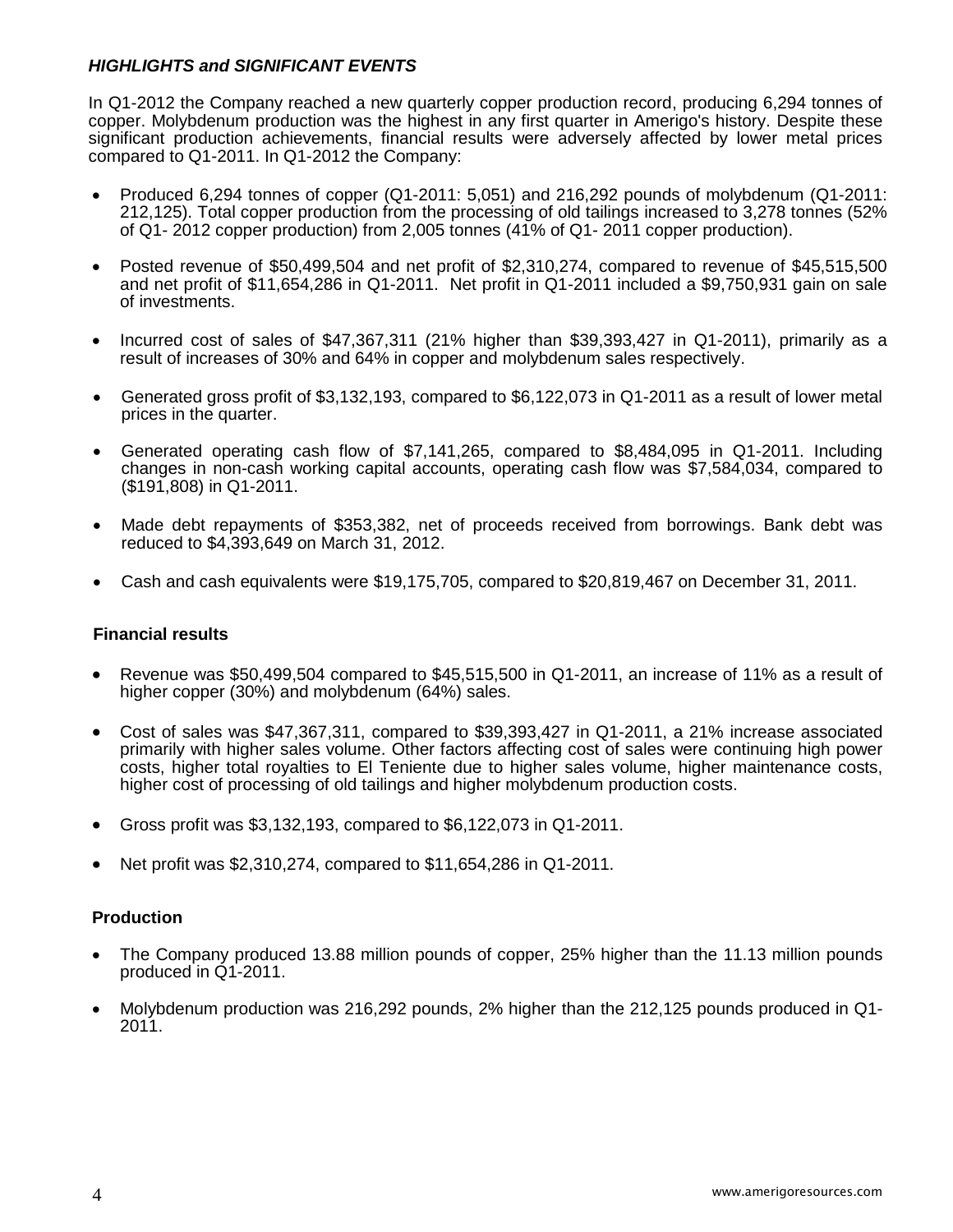## ***HIGHLIGHTS and SIGNIFICANT EVENTS***

In Q1-2012 the Company reached a new quarterly copper production record, producing 6,294 tonnes of copper. Molybdenum production was the highest in any first quarter in Amerigo's history. Despite these significant production achievements, financial results were adversely affected by lower metal prices compared to Q1-2011. In Q1-2012 the Company:

- Produced 6,294 tonnes of copper (Q1-2011: 5,051) and 216,292 pounds of molybdenum (Q1-2011: 212,125). Total copper production from the processing of old tailings increased to 3,278 tonnes (52% of Q1- 2012 copper production) from 2,005 tonnes (41% of Q1- 2011 copper production).
- Posted revenue of $50,499,504 and net profit of $2,310,274, compared to revenue of $45,515,500 and net profit of $11,654,286 in Q1-2011. Net profit in Q1-2011 included a $9,750,931 gain on sale of investments.
- Incurred cost of sales of $47,367,311 (21% higher than $39,393,427 in Q1-2011), primarily as a result of increases of 30% and 64% in copper and molybdenum sales respectively.
- Generated gross profit of $3,132,193, compared to $6,122,073 in Q1-2011 as a result of lower metal prices in the quarter.
- Generated operating cash flow of $7,141,265, compared to $8,484,095 in Q1-2011. Including changes in non-cash working capital accounts, operating cash flow was $7,584,034, compared to ($191,808) in Q1-2011.
- Made debt repayments of $353,382, net of proceeds received from borrowings. Bank debt was reduced to $4,393,649 on March 31, 2012.
- Cash and cash equivalents were $19,175,705, compared to $20,819,467 on December 31, 2011.

### Financial results

- Revenue was $50,499,504 compared to $45,515,500 in Q1-2011, an increase of 11% as a result of higher copper (30%) and molybdenum (64%) sales.
- Cost of sales was $47,367,311, compared to $39,393,427 in Q1-2011, a 21% increase associated primarily with higher sales volume. Other factors affecting cost of sales were continuing high power costs, higher total royalties to El Teniente due to higher sales volume, higher maintenance costs, higher cost of processing of old tailings and higher molybdenum production costs.
- Gross profit was $3,132,193, compared to $6,122,073 in Q1-2011.
- Net profit was $2,310,274, compared to $11,654,286 in Q1-2011.

### Production

- The Company produced 13.88 million pounds of copper, 25% higher than the 11.13 million pounds produced in Q1-2011.
- Molybdenum production was 216,292 pounds, 2% higher than the 212,125 pounds produced in Q1-2011.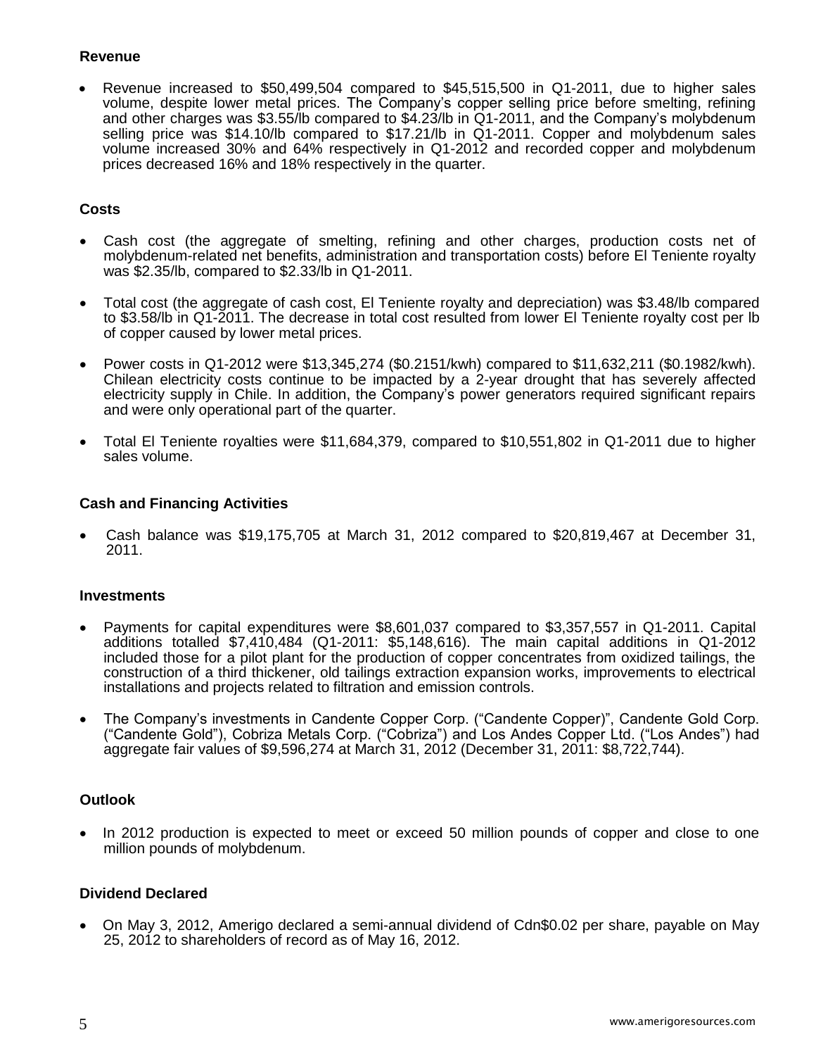**Revenue**

- Revenue increased to $50,499,504 compared to $45,515,500 in Q1-2011, due to higher sales volume, despite lower metal prices. The Company's copper selling price before smelting, refining and other charges was $3.55/lb compared to $4.23/lb in Q1-2011, and the Company's molybdenum selling price was $14.10/lb compared to $17.21/lb in Q1-2011. Copper and molybdenum sales volume increased 30% and 64% respectively in Q1-2012 and recorded copper and molybdenum prices decreased 16% and 18% respectively in the quarter.

**Costs**

- Cash cost (the aggregate of smelting, refining and other charges, production costs net of molybdenum-related net benefits, administration and transportation costs) before El Teniente royalty was $2.35/lb, compared to $2.33/lb in Q1-2011.
- Total cost (the aggregate of cash cost, El Teniente royalty and depreciation) was $3.48/lb compared to $3.58/lb in Q1-2011. The decrease in total cost resulted from lower El Teniente royalty cost per lb of copper caused by lower metal prices.
- Power costs in Q1-2012 were $13,345,274 ($0.2151/kwh) compared to $11,632,211 ($0.1982/kwh). Chilean electricity costs continue to be impacted by a 2-year drought that has severely affected electricity supply in Chile. In addition, the Company's power generators required significant repairs and were only operational part of the quarter.
- Total El Teniente royalties were $11,684,379, compared to $10,551,802 in Q1-2011 due to higher sales volume.

**Cash and Financing Activities**

- Cash balance was $19,175,705 at March 31, 2012 compared to $20,819,467 at December 31, 2011.

**Investments**

- Payments for capital expenditures were $8,601,037 compared to $3,357,557 in Q1-2011. Capital additions totalled $7,410,484 (Q1-2011: $5,148,616). The main capital additions in Q1-2012 included those for a pilot plant for the production of copper concentrates from oxidized tailings, the construction of a third thickener, old tailings extraction expansion works, improvements to electrical installations and projects related to filtration and emission controls.
- The Company's investments in Candente Copper Corp. ("Candente Copper)", Candente Gold Corp. ("Candente Gold"), Cobriza Metals Corp. ("Cobriza") and Los Andes Copper Ltd. ("Los Andes") had aggregate fair values of $9,596,274 at March 31, 2012 (December 31, 2011: $8,722,744).

**Outlook**

- In 2012 production is expected to meet or exceed 50 million pounds of copper and close to one million pounds of molybdenum.

**Dividend Declared**

- On May 3, 2012, Amerigo declared a semi-annual dividend of Cdn$0.02 per share, payable on May 25, 2012 to shareholders of record as of May 16, 2012.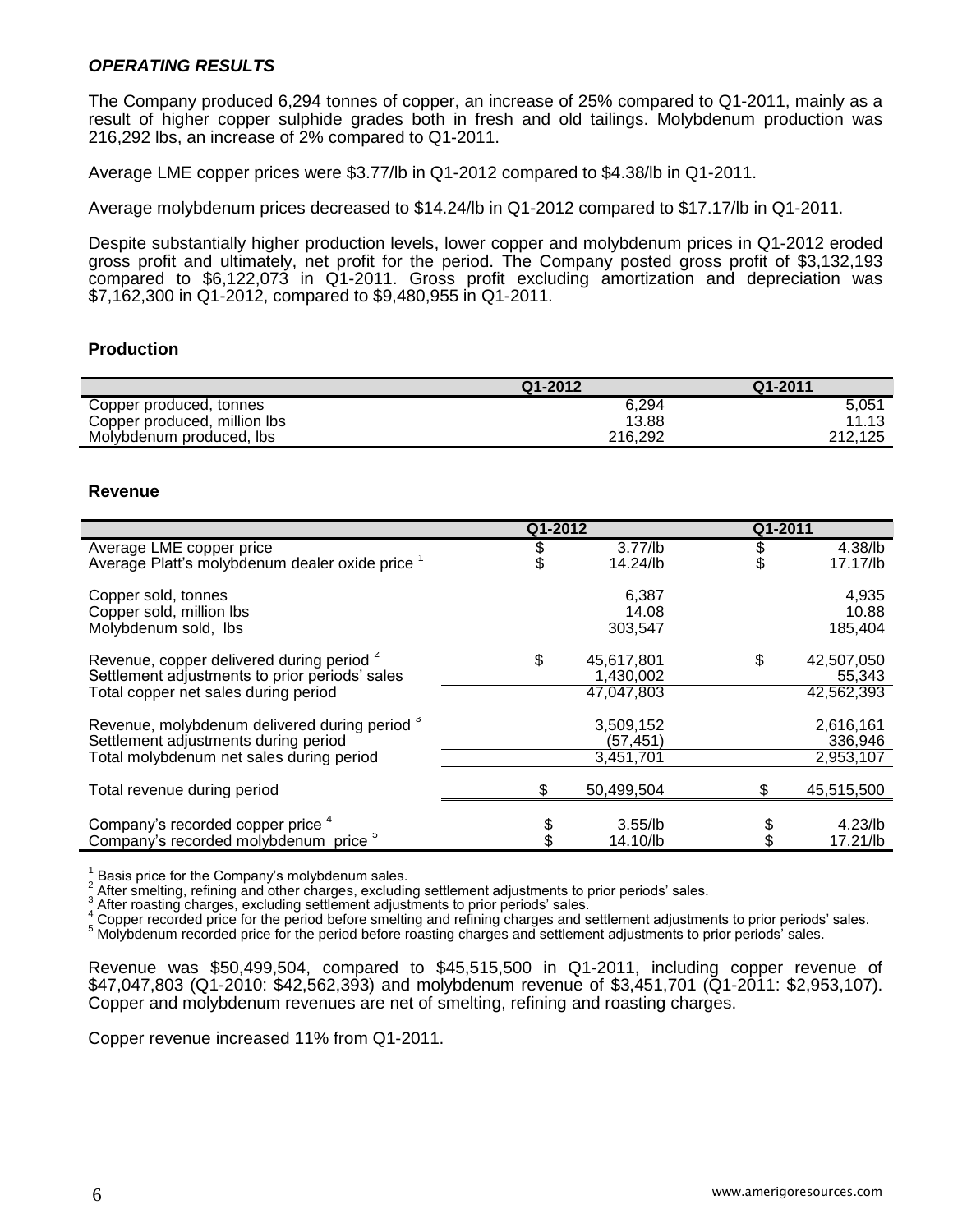***OPERATING RESULTS***

The Company produced 6,294 tonnes of copper, an increase of 25% compared to Q1-2011, mainly as a result of higher copper sulphide grades both in fresh and old tailings. Molybdenum production was 216,292 lbs, an increase of 2% compared to Q1-2011.

Average LME copper prices were $3.77/lb in Q1-2012 compared to $4.38/lb in Q1-2011.

Average molybdenum prices decreased to $14.24/lb in Q1-2012 compared to $17.17/lb in Q1-2011.

Despite substantially higher production levels, lower copper and molybdenum prices in Q1-2012 eroded gross profit and ultimately, net profit for the period. The Company posted gross profit of $3,132,193 compared to $6,122,073 in Q1-2011. Gross profit excluding amortization and depreciation was $7,162,300 in Q1-2012, compared to $9,480,955 in Q1-2011.

**Production**

| | Q1-2012 | Q1-2011 |
|---|---|---|
| Copper produced, tonnes | 6,294 | 5,051 |
| Copper produced, million lbs | 13.88 | 11.13 |
| Molybdenum produced, lbs | 216,292 | 212,125 |

**Revenue**

| | Q1-2012 | | Q1-2011 | |
|---|---|---|---|---|
| Average LME copper price | $ | 3.77/lb | $ | 4.38/lb |
| Average Platt's molybdenum dealer oxide price [1] | $ | 14.24/lb | $ | 17.17/lb |
| | | | | |
| Copper sold, tonnes | | 6,387 | | 4,935 |
| Copper sold, million lbs | | 14.08 | | 10.88 |
| Molybdenum sold, lbs | | 303,547 | | 185,404 |
| | | | | |
| Revenue, copper delivered during period [2] | $ | 45,617,801 | $ | 42,507,050 |
| Settlement adjustments to prior periods' sales | | 1,430,002 | | 55,343 |
| Total copper net sales during period | | 47,047,803 | | 42,562,393 |
| | | | | |
| Revenue, molybdenum delivered during period [3] | | 3,509,152 | | 2,616,161 |
| Settlement adjustments during period | | (57,451) | | 336,946 |
| Total molybdenum net sales during period | | 3,451,701 | | 2,953,107 |
| | | | | |
| Total revenue during period | $ | 50,499,504 | $ | 45,515,500 |
| | | | | |
| Company's recorded copper price [4] | $ | 3.55/lb | $ | 4.23/lb |
| Company's recorded molybdenum price [5] | $ | 14.10/lb | $ | 17.21/lb |

[1] Basis price for the Company's molybdenum sales.
[2] After smelting, refining and other charges, excluding settlement adjustments to prior periods' sales.
[3] After roasting charges, excluding settlement adjustments to prior periods' sales.
[4] Copper recorded price for the period before smelting and refining charges and settlement adjustments to prior periods' sales.
[5] Molybdenum recorded price for the period before roasting charges and settlement adjustments to prior periods' sales.

Revenue was $50,499,504, compared to $45,515,500 in Q1-2011, including copper revenue of $47,047,803 (Q1-2010: $42,562,393) and molybdenum revenue of $3,451,701 (Q1-2011: $2,953,107). Copper and molybdenum revenues are net of smelting, refining and roasting charges.

Copper revenue increased 11% from Q1-2011.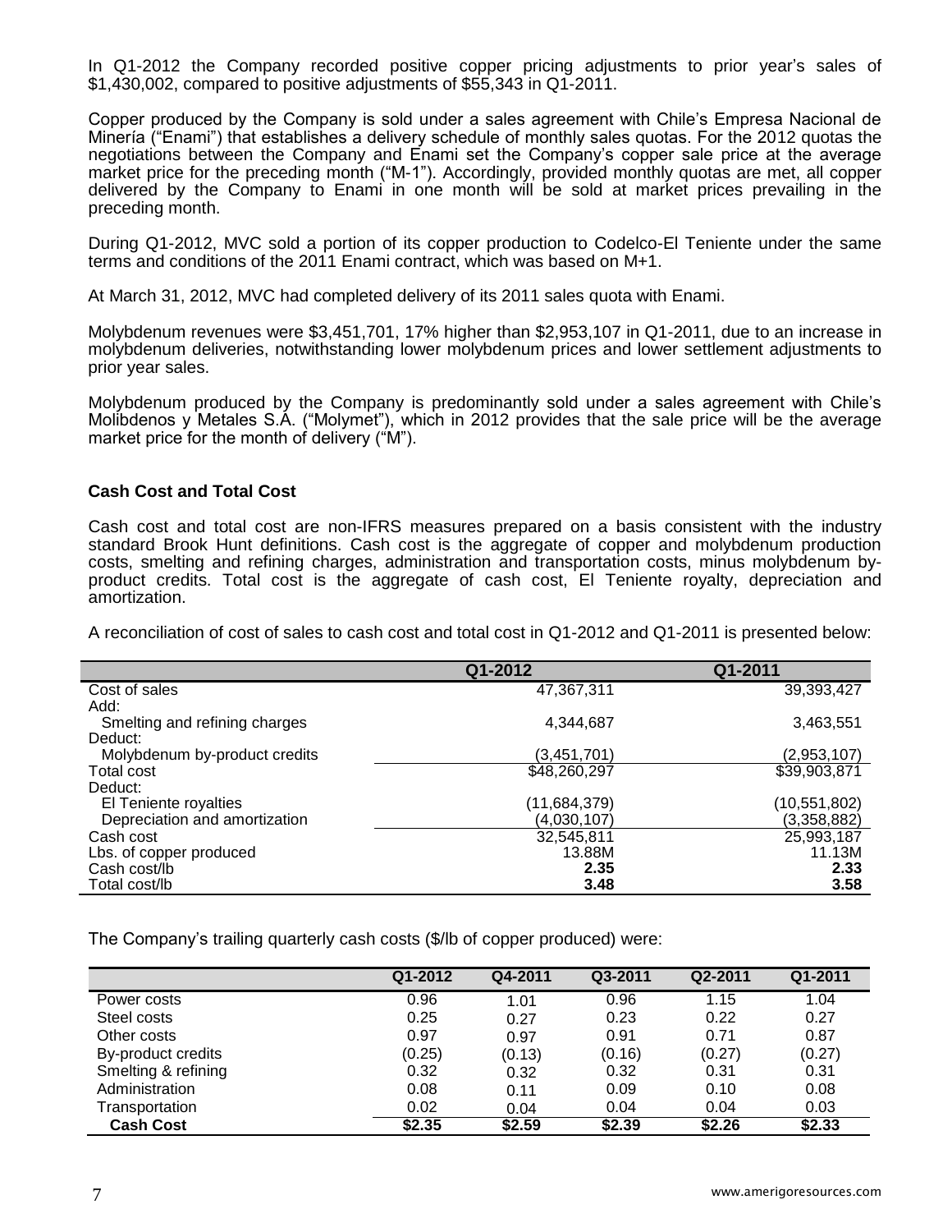In Q1-2012 the Company recorded positive copper pricing adjustments to prior year's sales of $1,430,002, compared to positive adjustments of $55,343 in Q1-2011.

Copper produced by the Company is sold under a sales agreement with Chile's Empresa Nacional de Minería ("Enami") that establishes a delivery schedule of monthly sales quotas. For the 2012 quotas the negotiations between the Company and Enami set the Company's copper sale price at the average market price for the preceding month ("M-1"). Accordingly, provided monthly quotas are met, all copper delivered by the Company to Enami in one month will be sold at market prices prevailing in the preceding month.

During Q1-2012, MVC sold a portion of its copper production to Codelco-El Teniente under the same terms and conditions of the 2011 Enami contract, which was based on M+1.

At March 31, 2012, MVC had completed delivery of its 2011 sales quota with Enami.

Molybdenum revenues were $3,451,701, 17% higher than $2,953,107 in Q1-2011, due to an increase in molybdenum deliveries, notwithstanding lower molybdenum prices and lower settlement adjustments to prior year sales.

Molybdenum produced by the Company is predominantly sold under a sales agreement with Chile's Molibdenos y Metales S.A. ("Molymet"), which in 2012 provides that the sale price will be the average market price for the month of delivery ("M").

### Cash Cost and Total Cost

Cash cost and total cost are non-IFRS measures prepared on a basis consistent with the industry standard Brook Hunt definitions. Cash cost is the aggregate of copper and molybdenum production costs, smelting and refining charges, administration and transportation costs, minus molybdenum by-product credits. Total cost is the aggregate of cash cost, El Teniente royalty, depreciation and amortization.

A reconciliation of cost of sales to cash cost and total cost in Q1-2012 and Q1-2011 is presented below:

| | Q1-2012 | Q1-2011 |
|---|---|---|
| Cost of sales | 47,367,311 | 39,393,427 |
| Add: | | |
| Smelting and refining charges | 4,344,687 | 3,463,551 |
| Deduct: | | |
| Molybdenum by-product credits | (3,451,701) | (2,953,107) |
| Total cost | $48,260,297 | $39,903,871 |
| Deduct: | | |
| El Teniente royalties | (11,684,379) | (10,551,802) |
| Depreciation and amortization | (4,030,107) | (3,358,882) |
| Cash cost | 32,545,811 | 25,993,187 |
| Lbs. of copper produced | 13.88M | 11.13M |
| Cash cost/lb | **2.35** | **2.33** |
| Total cost/lb | **3.48** | **3.58** |

The Company's trailing quarterly cash costs ($/lb of copper produced) were:

| | Q1-2012 | Q4-2011 | Q3-2011 | Q2-2011 | Q1-2011 |
|---|---|---|---|---|---|
| Power costs | 0.96 | 1.01 | 0.96 | 1.15 | 1.04 |
| Steel costs | 0.25 | 0.27 | 0.23 | 0.22 | 0.27 |
| Other costs | 0.97 | 0.97 | 0.91 | 0.71 | 0.87 |
| By-product credits | (0.25) | (0.13) | (0.16) | (0.27) | (0.27) |
| Smelting & refining | 0.32 | 0.32 | 0.32 | 0.31 | 0.31 |
| Administration | 0.08 | 0.11 | 0.09 | 0.10 | 0.08 |
| Transportation | 0.02 | 0.04 | 0.04 | 0.04 | 0.03 |
| **Cash Cost** | **$2.35** | **$2.59** | **$2.39** | **$2.26** | **$2.33** |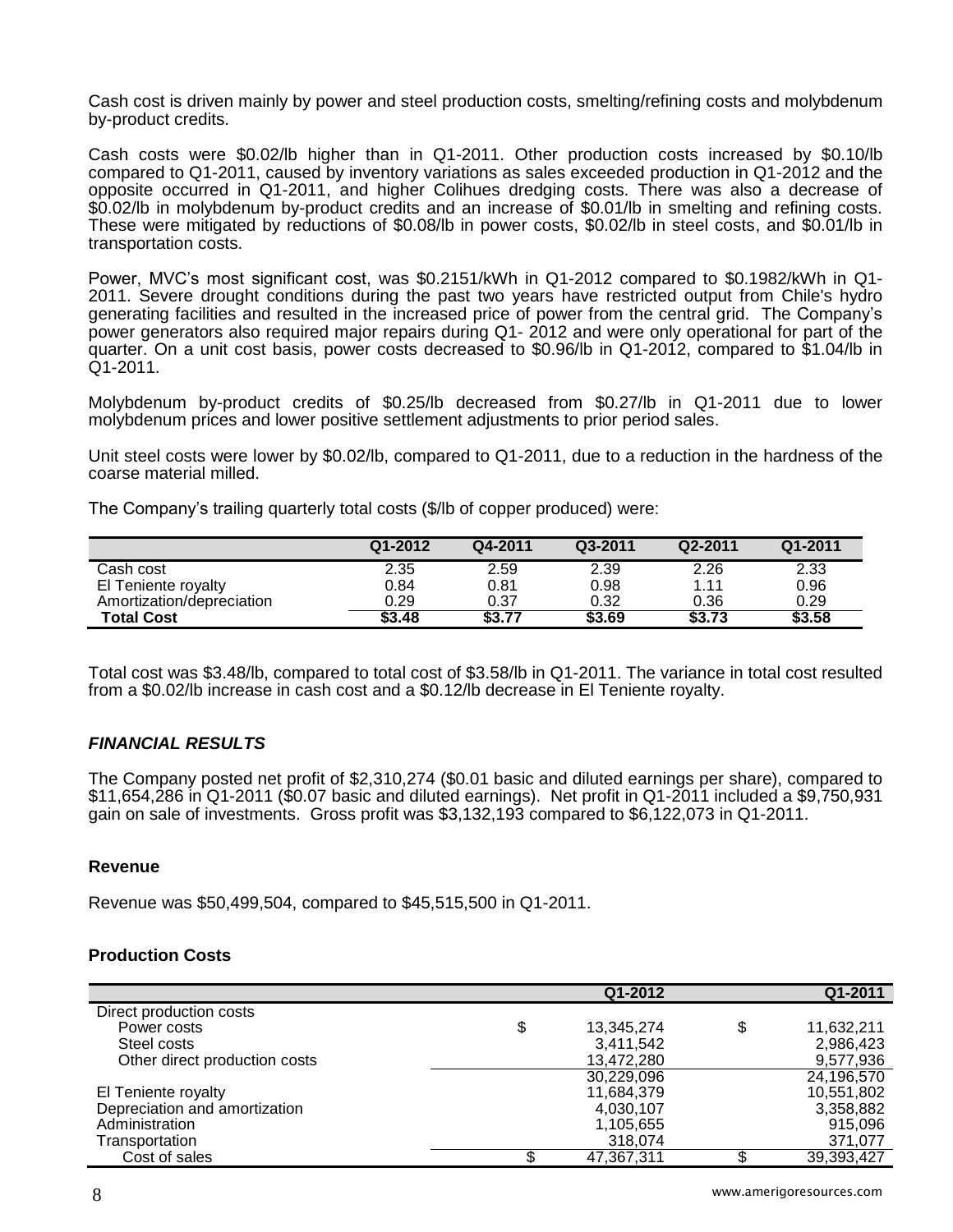Cash cost is driven mainly by power and steel production costs, smelting/refining costs and molybdenum by-product credits.

Cash costs were \$0.02/lb higher than in Q1-2011. Other production costs increased by \$0.10/lb compared to Q1-2011, caused by inventory variations as sales exceeded production in Q1-2012 and the opposite occurred in Q1-2011, and higher Colihues dredging costs. There was also a decrease of \$0.02/lb in molybdenum by-product credits and an increase of \$0.01/lb in smelting and refining costs. These were mitigated by reductions of \$0.08/lb in power costs, \$0.02/lb in steel costs, and \$0.01/lb in transportation costs.

Power, MVC's most significant cost, was \$0.2151/kWh in Q1-2012 compared to \$0.1982/kWh in Q1-2011. Severe drought conditions during the past two years have restricted output from Chile's hydro generating facilities and resulted in the increased price of power from the central grid. The Company's power generators also required major repairs during Q1- 2012 and were only operational for part of the quarter. On a unit cost basis, power costs decreased to \$0.96/lb in Q1-2012, compared to \$1.04/lb in Q1-2011.

Molybdenum by-product credits of \$0.25/lb decreased from \$0.27/lb in Q1-2011 due to lower molybdenum prices and lower positive settlement adjustments to prior period sales.

Unit steel costs were lower by \$0.02/lb, compared to Q1-2011, due to a reduction in the hardness of the coarse material milled.

The Company's trailing quarterly total costs (\$/lb of copper produced) were:

| | Q1-2012 | Q4-2011 | Q3-2011 | Q2-2011 | Q1-2011 |
|---|---|---|---|---|---|
| Cash cost | 2.35 | 2.59 | 2.39 | 2.26 | 2.33 |
| El Teniente royalty | 0.84 | 0.81 | 0.98 | 1.11 | 0.96 |
| Amortization/depreciation | 0.29 | 0.37 | 0.32 | 0.36 | 0.29 |
| **Total Cost** | **\$3.48** | **\$3.77** | **\$3.69** | **\$3.73** | **\$3.58** |

Total cost was \$3.48/lb, compared to total cost of \$3.58/lb in Q1-2011. The variance in total cost resulted from a \$0.02/lb increase in cash cost and a \$0.12/lb decrease in El Teniente royalty.

### *FINANCIAL RESULTS*

The Company posted net profit of \$2,310,274 (\$0.01 basic and diluted earnings per share), compared to \$11,654,286 in Q1-2011 (\$0.07 basic and diluted earnings). Net profit in Q1-2011 included a \$9,750,931 gain on sale of investments. Gross profit was \$3,132,193 compared to \$6,122,073 in Q1-2011.

#### Revenue

Revenue was \$50,499,504, compared to \$45,515,500 in Q1-2011.

#### Production Costs

| | Q1-2012 | Q1-2011 |
|---|---|---|
| Direct production costs | | |
| Power costs | \$ 13,345,274 | \$ 11,632,211 |
| Steel costs | 3,411,542 | 2,986,423 |
| Other direct production costs | 13,472,280 | 9,577,936 |
| | 30,229,096 | 24,196,570 |
| El Teniente royalty | 11,684,379 | 10,551,802 |
| Depreciation and amortization | 4,030,107 | 3,358,882 |
| Administration | 1,105,655 | 915,096 |
| Transportation | 318,074 | 371,077 |
| Cost of sales | \$ 47,367,311 | \$ 39,393,427 |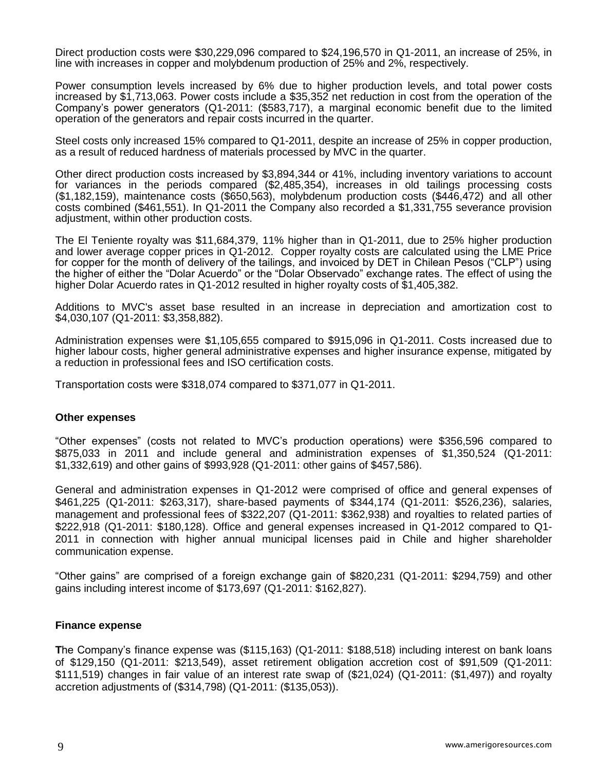Direct production costs were $30,229,096 compared to $24,196,570 in Q1-2011, an increase of 25%, in line with increases in copper and molybdenum production of 25% and 2%, respectively.

Power consumption levels increased by 6% due to higher production levels, and total power costs increased by $1,713,063. Power costs include a $35,352 net reduction in cost from the operation of the Company's power generators (Q1-2011: ($583,717), a marginal economic benefit due to the limited operation of the generators and repair costs incurred in the quarter.

Steel costs only increased 15% compared to Q1-2011, despite an increase of 25% in copper production, as a result of reduced hardness of materials processed by MVC in the quarter.

Other direct production costs increased by $3,894,344 or 41%, including inventory variations to account for variances in the periods compared ($2,485,354), increases in old tailings processing costs ($1,182,159), maintenance costs ($650,563), molybdenum production costs ($446,472) and all other costs combined ($461,551). In Q1-2011 the Company also recorded a $1,331,755 severance provision adjustment, within other production costs.

The El Teniente royalty was $11,684,379, 11% higher than in Q1-2011, due to 25% higher production and lower average copper prices in Q1-2012. Copper royalty costs are calculated using the LME Price for copper for the month of delivery of the tailings, and invoiced by DET in Chilean Pesos ("CLP") using the higher of either the "Dolar Acuerdo" or the "Dolar Observado" exchange rates. The effect of using the higher Dolar Acuerdo rates in Q1-2012 resulted in higher royalty costs of $1,405,382.

Additions to MVC's asset base resulted in an increase in depreciation and amortization cost to $4,030,107 (Q1-2011: $3,358,882).

Administration expenses were $1,105,655 compared to $915,096 in Q1-2011. Costs increased due to higher labour costs, higher general administrative expenses and higher insurance expense, mitigated by a reduction in professional fees and ISO certification costs.

Transportation costs were $318,074 compared to $371,077 in Q1-2011.

**Other expenses**

"Other expenses" (costs not related to MVC's production operations) were $356,596 compared to $875,033 in 2011 and include general and administration expenses of $1,350,524 (Q1-2011: $1,332,619) and other gains of $993,928 (Q1-2011: other gains of $457,586).

General and administration expenses in Q1-2012 were comprised of office and general expenses of $461,225 (Q1-2011: $263,317), share-based payments of $344,174 (Q1-2011: $526,236), salaries, management and professional fees of $322,207 (Q1-2011: $362,938) and royalties to related parties of $222,918 (Q1-2011: $180,128). Office and general expenses increased in Q1-2012 compared to Q1-2011 in connection with higher annual municipal licenses paid in Chile and higher shareholder communication expense.

"Other gains" are comprised of a foreign exchange gain of $820,231 (Q1-2011: $294,759) and other gains including interest income of $173,697 (Q1-2011: $162,827).

**Finance expense**

**T**he Company's finance expense was ($115,163) (Q1-2011: $188,518) including interest on bank loans of $129,150 (Q1-2011: $213,549), asset retirement obligation accretion cost of $91,509 (Q1-2011: $111,519) changes in fair value of an interest rate swap of ($21,024) (Q1-2011: ($1,497)) and royalty accretion adjustments of ($314,798) (Q1-2011: ($135,053)).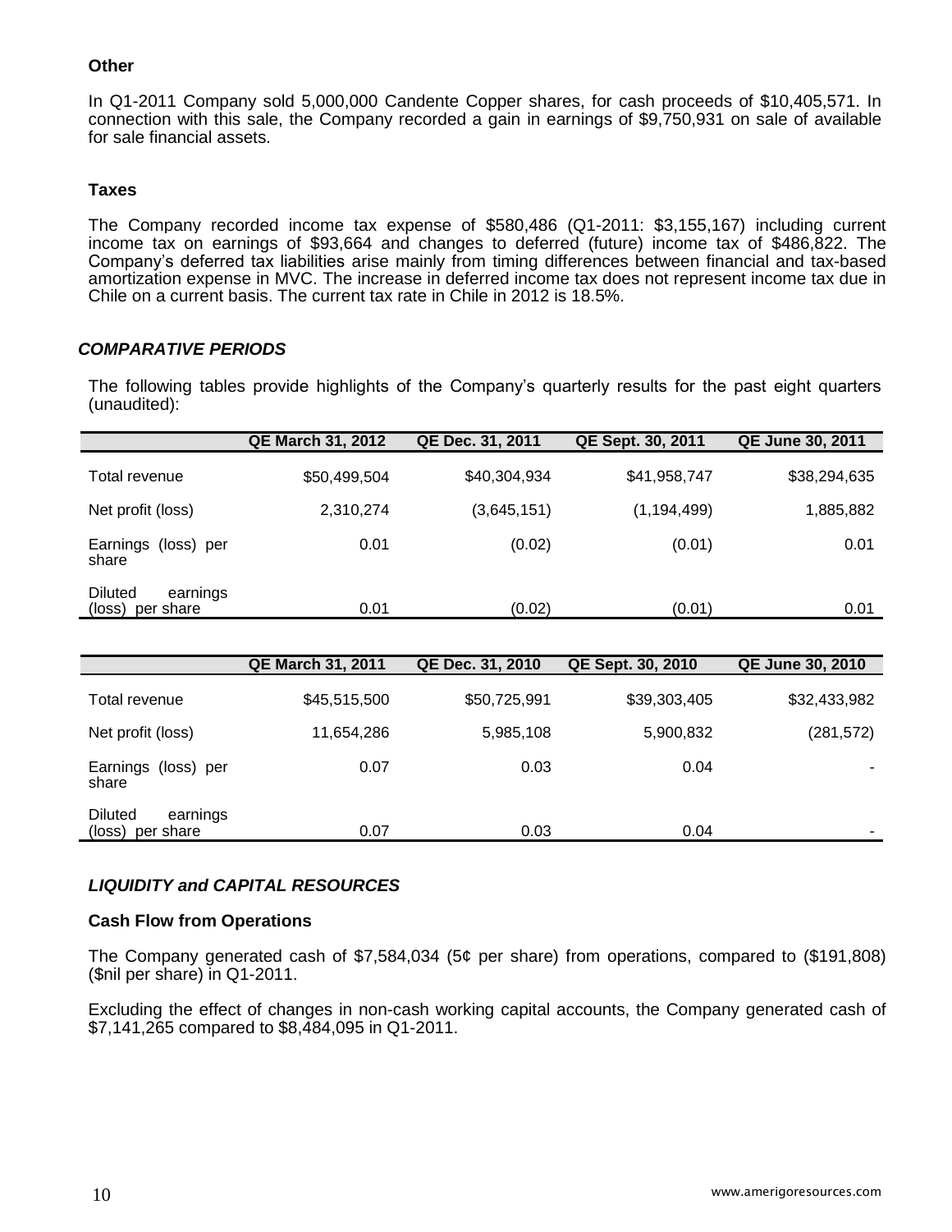### Other

In Q1-2011 Company sold 5,000,000 Candente Copper shares, for cash proceeds of $10,405,571. In connection with this sale, the Company recorded a gain in earnings of $9,750,931 on sale of available for sale financial assets.

### Taxes

The Company recorded income tax expense of $580,486 (Q1-2011: $3,155,167) including current income tax on earnings of $93,664 and changes to deferred (future) income tax of $486,822. The Company's deferred tax liabilities arise mainly from timing differences between financial and tax-based amortization expense in MVC. The increase in deferred income tax does not represent income tax due in Chile on a current basis. The current tax rate in Chile in 2012 is 18.5%.

## *COMPARATIVE PERIODS*

The following tables provide highlights of the Company's quarterly results for the past eight quarters (unaudited):

| | QE March 31, 2012 | QE Dec. 31, 2011 | QE Sept. 30, 2011 | QE June 30, 2011 |
|---|---|---|---|---|
| Total revenue | $50,499,504 | $40,304,934 | $41,958,747 | $38,294,635 |
| Net profit (loss) | 2,310,274 | (3,645,151) | (1,194,499) | 1,885,882 |
| Earnings (loss) per share | 0.01 | (0.02) | (0.01) | 0.01 |
| Diluted earnings (loss) per share | 0.01 | (0.02) | (0.01) | 0.01 |

| | QE March 31, 2011 | QE Dec. 31, 2010 | QE Sept. 30, 2010 | QE June 30, 2010 |
|---|---|---|---|---|
| Total revenue | $45,515,500 | $50,725,991 | $39,303,405 | $32,433,982 |
| Net profit (loss) | 11,654,286 | 5,985,108 | 5,900,832 | (281,572) |
| Earnings (loss) per share | 0.07 | 0.03 | 0.04 | - |
| Diluted earnings (loss) per share | 0.07 | 0.03 | 0.04 | - |

## *LIQUIDITY and CAPITAL RESOURCES*

### Cash Flow from Operations

The Company generated cash of $7,584,034 (5¢ per share) from operations, compared to ($191,808) ($nil per share) in Q1-2011.

Excluding the effect of changes in non-cash working capital accounts, the Company generated cash of $7,141,265 compared to $8,484,095 in Q1-2011.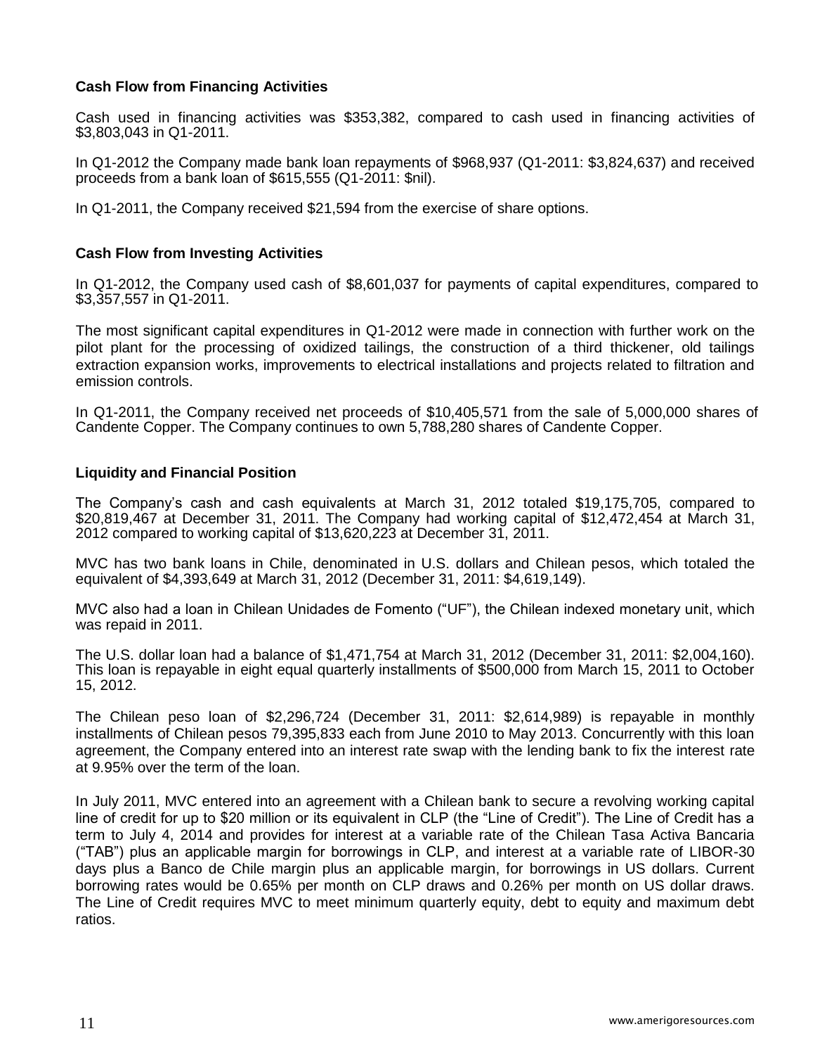### Cash Flow from Financing Activities

Cash used in financing activities was $353,382, compared to cash used in financing activities of $3,803,043 in Q1-2011.

In Q1-2012 the Company made bank loan repayments of $968,937 (Q1-2011: $3,824,637) and received proceeds from a bank loan of $615,555 (Q1-2011: $nil).

In Q1-2011, the Company received $21,594 from the exercise of share options.

### Cash Flow from Investing Activities

In Q1-2012, the Company used cash of $8,601,037 for payments of capital expenditures, compared to $3,357,557 in Q1-2011.

The most significant capital expenditures in Q1-2012 were made in connection with further work on the pilot plant for the processing of oxidized tailings, the construction of a third thickener, old tailings extraction expansion works, improvements to electrical installations and projects related to filtration and emission controls.

In Q1-2011, the Company received net proceeds of $10,405,571 from the sale of 5,000,000 shares of Candente Copper. The Company continues to own 5,788,280 shares of Candente Copper.

### Liquidity and Financial Position

The Company's cash and cash equivalents at March 31, 2012 totaled $19,175,705, compared to $20,819,467 at December 31, 2011. The Company had working capital of $12,472,454 at March 31, 2012 compared to working capital of $13,620,223 at December 31, 2011.

MVC has two bank loans in Chile, denominated in U.S. dollars and Chilean pesos, which totaled the equivalent of $4,393,649 at March 31, 2012 (December 31, 2011: $4,619,149).

MVC also had a loan in Chilean Unidades de Fomento ("UF"), the Chilean indexed monetary unit, which was repaid in 2011.

The U.S. dollar loan had a balance of $1,471,754 at March 31, 2012 (December 31, 2011: $2,004,160). This loan is repayable in eight equal quarterly installments of $500,000 from March 15, 2011 to October 15, 2012.

The Chilean peso loan of $2,296,724 (December 31, 2011: $2,614,989) is repayable in monthly installments of Chilean pesos 79,395,833 each from June 2010 to May 2013. Concurrently with this loan agreement, the Company entered into an interest rate swap with the lending bank to fix the interest rate at 9.95% over the term of the loan.

In July 2011, MVC entered into an agreement with a Chilean bank to secure a revolving working capital line of credit for up to $20 million or its equivalent in CLP (the "Line of Credit"). The Line of Credit has a term to July 4, 2014 and provides for interest at a variable rate of the Chilean Tasa Activa Bancaria ("TAB") plus an applicable margin for borrowings in CLP, and interest at a variable rate of LIBOR-30 days plus a Banco de Chile margin plus an applicable margin, for borrowings in US dollars. Current borrowing rates would be 0.65% per month on CLP draws and 0.26% per month on US dollar draws. The Line of Credit requires MVC to meet minimum quarterly equity, debt to equity and maximum debt ratios.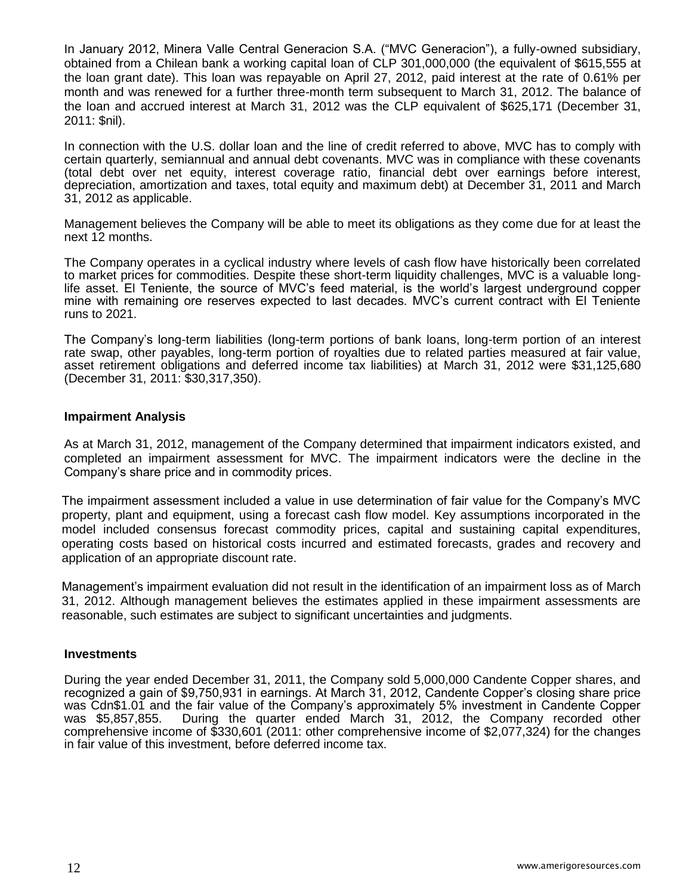In January 2012, Minera Valle Central Generacion S.A. ("MVC Generacion"), a fully-owned subsidiary, obtained from a Chilean bank a working capital loan of CLP 301,000,000 (the equivalent of $615,555 at the loan grant date). This loan was repayable on April 27, 2012, paid interest at the rate of 0.61% per month and was renewed for a further three-month term subsequent to March 31, 2012. The balance of the loan and accrued interest at March 31, 2012 was the CLP equivalent of $625,171 (December 31, 2011: $nil).

In connection with the U.S. dollar loan and the line of credit referred to above, MVC has to comply with certain quarterly, semiannual and annual debt covenants. MVC was in compliance with these covenants (total debt over net equity, interest coverage ratio, financial debt over earnings before interest, depreciation, amortization and taxes, total equity and maximum debt) at December 31, 2011 and March 31, 2012 as applicable.

Management believes the Company will be able to meet its obligations as they come due for at least the next 12 months.

The Company operates in a cyclical industry where levels of cash flow have historically been correlated to market prices for commodities. Despite these short-term liquidity challenges, MVC is a valuable long-life asset. El Teniente, the source of MVC's feed material, is the world's largest underground copper mine with remaining ore reserves expected to last decades. MVC's current contract with El Teniente runs to 2021.

The Company's long-term liabilities (long-term portions of bank loans, long-term portion of an interest rate swap, other payables, long-term portion of royalties due to related parties measured at fair value, asset retirement obligations and deferred income tax liabilities) at March 31, 2012 were $31,125,680 (December 31, 2011: $30,317,350).

## Impairment Analysis

As at March 31, 2012, management of the Company determined that impairment indicators existed, and completed an impairment assessment for MVC. The impairment indicators were the decline in the Company's share price and in commodity prices.

The impairment assessment included a value in use determination of fair value for the Company's MVC property, plant and equipment, using a forecast cash flow model. Key assumptions incorporated in the model included consensus forecast commodity prices, capital and sustaining capital expenditures, operating costs based on historical costs incurred and estimated forecasts, grades and recovery and application of an appropriate discount rate.

Management's impairment evaluation did not result in the identification of an impairment loss as of March 31, 2012. Although management believes the estimates applied in these impairment assessments are reasonable, such estimates are subject to significant uncertainties and judgments.

## Investments

During the year ended December 31, 2011, the Company sold 5,000,000 Candente Copper shares, and recognized a gain of $9,750,931 in earnings. At March 31, 2012, Candente Copper's closing share price was Cdn$1.01 and the fair value of the Company's approximately 5% investment in Candente Copper was $5,857,855. During the quarter ended March 31, 2012, the Company recorded other comprehensive income of $330,601 (2011: other comprehensive income of $2,077,324) for the changes in fair value of this investment, before deferred income tax.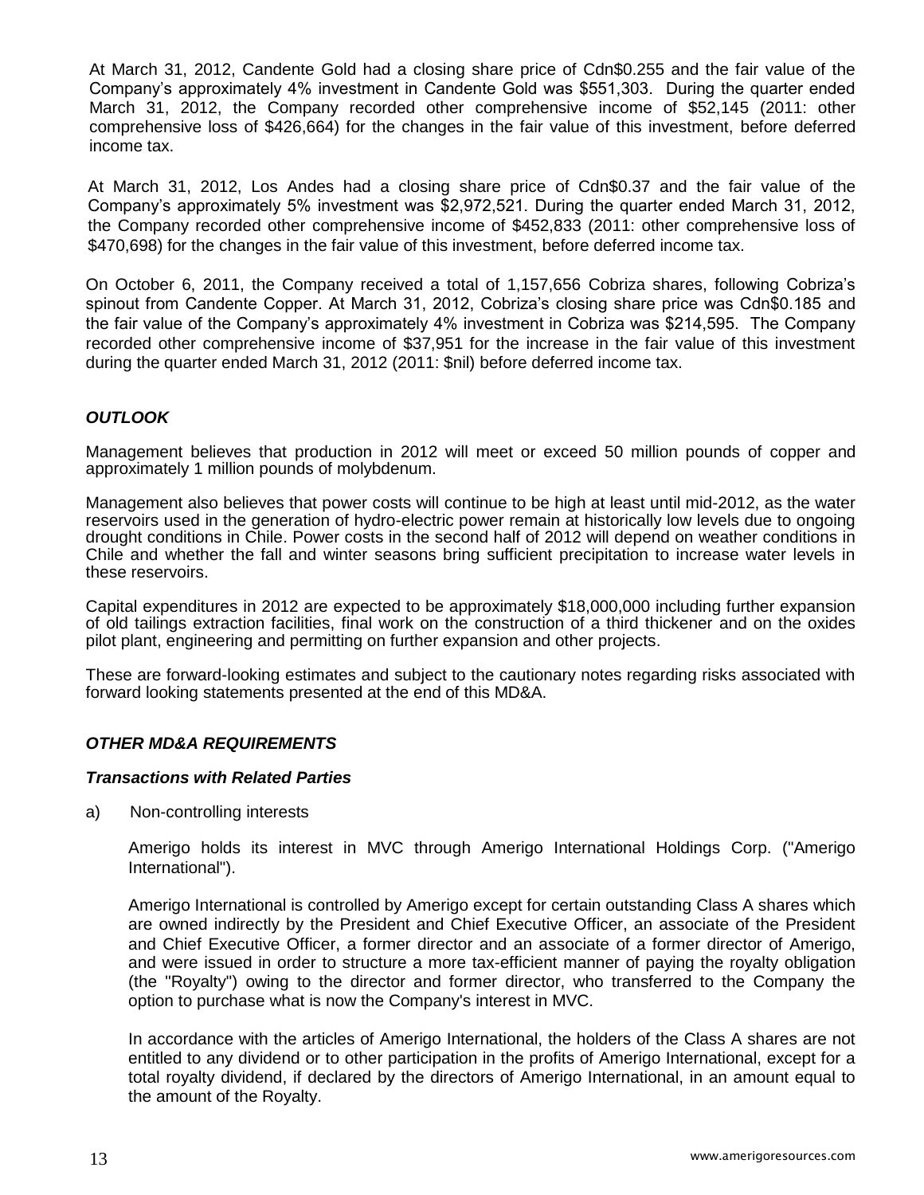At March 31, 2012, Candente Gold had a closing share price of Cdn$0.255 and the fair value of the Company's approximately 4% investment in Candente Gold was $551,303. During the quarter ended March 31, 2012, the Company recorded other comprehensive income of $52,145 (2011: other comprehensive loss of $426,664) for the changes in the fair value of this investment, before deferred income tax.

At March 31, 2012, Los Andes had a closing share price of Cdn$0.37 and the fair value of the Company's approximately 5% investment was $2,972,521. During the quarter ended March 31, 2012, the Company recorded other comprehensive income of $452,833 (2011: other comprehensive loss of $470,698) for the changes in the fair value of this investment, before deferred income tax.

On October 6, 2011, the Company received a total of 1,157,656 Cobriza shares, following Cobriza's spinout from Candente Copper. At March 31, 2012, Cobriza's closing share price was Cdn$0.185 and the fair value of the Company's approximately 4% investment in Cobriza was $214,595. The Company recorded other comprehensive income of $37,951 for the increase in the fair value of this investment during the quarter ended March 31, 2012 (2011: $nil) before deferred income tax.

## *OUTLOOK*

Management believes that production in 2012 will meet or exceed 50 million pounds of copper and approximately 1 million pounds of molybdenum.

Management also believes that power costs will continue to be high at least until mid-2012, as the water reservoirs used in the generation of hydro-electric power remain at historically low levels due to ongoing drought conditions in Chile. Power costs in the second half of 2012 will depend on weather conditions in Chile and whether the fall and winter seasons bring sufficient precipitation to increase water levels in these reservoirs.

Capital expenditures in 2012 are expected to be approximately $18,000,000 including further expansion of old tailings extraction facilities, final work on the construction of a third thickener and on the oxides pilot plant, engineering and permitting on further expansion and other projects.

These are forward-looking estimates and subject to the cautionary notes regarding risks associated with forward looking statements presented at the end of this MD&A.

## *OTHER MD&A REQUIREMENTS*

### *Transactions with Related Parties*

a) Non-controlling interests

Amerigo holds its interest in MVC through Amerigo International Holdings Corp. ("Amerigo International").

Amerigo International is controlled by Amerigo except for certain outstanding Class A shares which are owned indirectly by the President and Chief Executive Officer, an associate of the President and Chief Executive Officer, a former director and an associate of a former director of Amerigo, and were issued in order to structure a more tax-efficient manner of paying the royalty obligation (the "Royalty") owing to the director and former director, who transferred to the Company the option to purchase what is now the Company's interest in MVC.

In accordance with the articles of Amerigo International, the holders of the Class A shares are not entitled to any dividend or to other participation in the profits of Amerigo International, except for a total royalty dividend, if declared by the directors of Amerigo International, in an amount equal to the amount of the Royalty.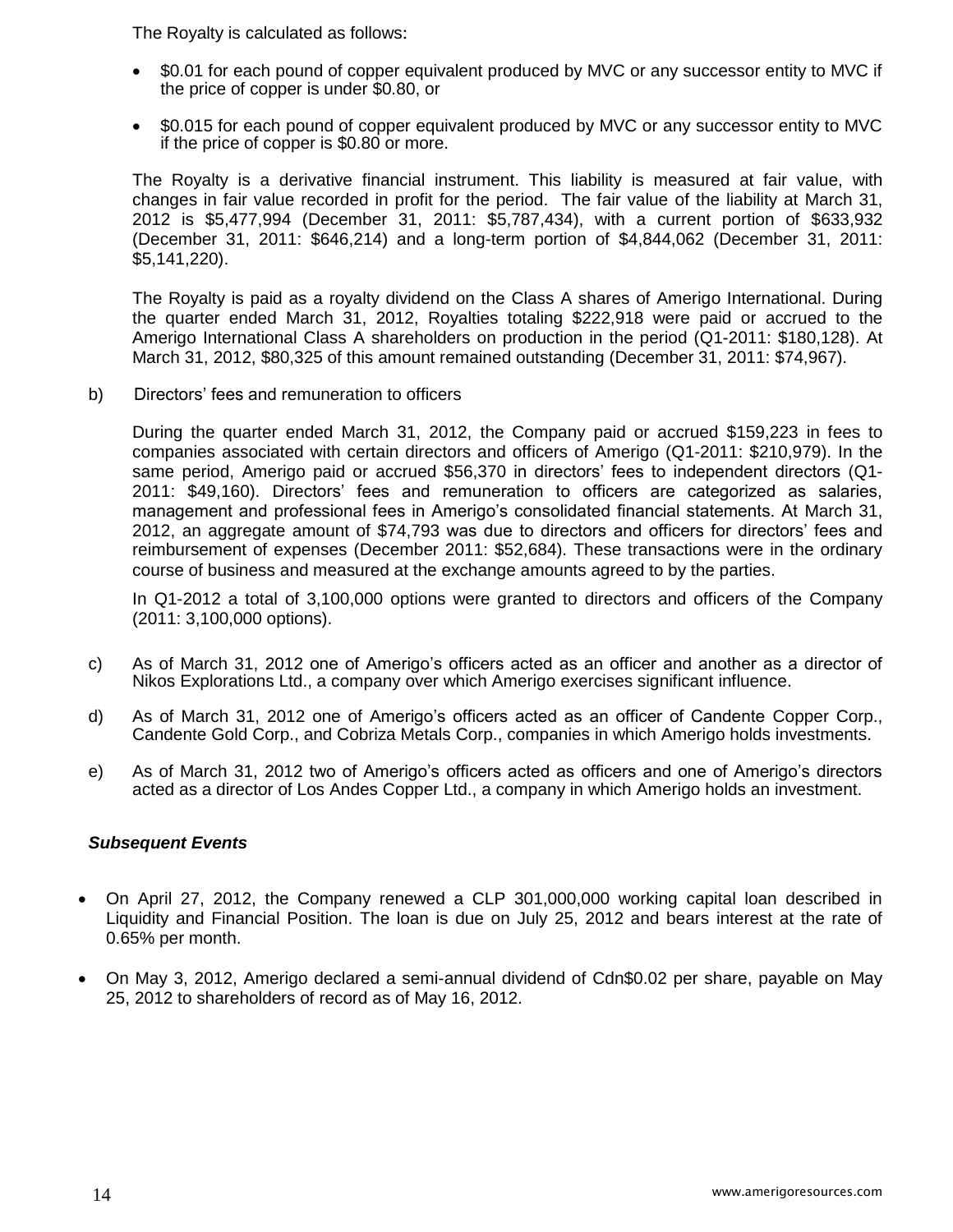The Royalty is calculated as follows:

- $0.01 for each pound of copper equivalent produced by MVC or any successor entity to MVC if the price of copper is under $0.80, or
- $0.015 for each pound of copper equivalent produced by MVC or any successor entity to MVC if the price of copper is $0.80 or more.

The Royalty is a derivative financial instrument. This liability is measured at fair value, with changes in fair value recorded in profit for the period. The fair value of the liability at March 31, 2012 is $5,477,994 (December 31, 2011: $5,787,434), with a current portion of $633,932 (December 31, 2011: $646,214) and a long-term portion of $4,844,062 (December 31, 2011: $5,141,220).

The Royalty is paid as a royalty dividend on the Class A shares of Amerigo International. During the quarter ended March 31, 2012, Royalties totaling $222,918 were paid or accrued to the Amerigo International Class A shareholders on production in the period (Q1-2011: $180,128). At March 31, 2012, $80,325 of this amount remained outstanding (December 31, 2011: $74,967).

b) Directors' fees and remuneration to officers

During the quarter ended March 31, 2012, the Company paid or accrued $159,223 in fees to companies associated with certain directors and officers of Amerigo (Q1-2011: $210,979). In the same period, Amerigo paid or accrued $56,370 in directors' fees to independent directors (Q1-2011: $49,160). Directors' fees and remuneration to officers are categorized as salaries, management and professional fees in Amerigo's consolidated financial statements. At March 31, 2012, an aggregate amount of $74,793 was due to directors and officers for directors' fees and reimbursement of expenses (December 2011: $52,684). These transactions were in the ordinary course of business and measured at the exchange amounts agreed to by the parties.

In Q1-2012 a total of 3,100,000 options were granted to directors and officers of the Company (2011: 3,100,000 options).

c) As of March 31, 2012 one of Amerigo's officers acted as an officer and another as a director of Nikos Explorations Ltd., a company over which Amerigo exercises significant influence.

d) As of March 31, 2012 one of Amerigo's officers acted as an officer of Candente Copper Corp., Candente Gold Corp., and Cobriza Metals Corp., companies in which Amerigo holds investments.

e) As of March 31, 2012 two of Amerigo's officers acted as officers and one of Amerigo's directors acted as a director of Los Andes Copper Ltd., a company in which Amerigo holds an investment.

***Subsequent Events***

- On April 27, 2012, the Company renewed a CLP 301,000,000 working capital loan described in Liquidity and Financial Position. The loan is due on July 25, 2012 and bears interest at the rate of 0.65% per month.
- On May 3, 2012, Amerigo declared a semi-annual dividend of Cdn$0.02 per share, payable on May 25, 2012 to shareholders of record as of May 16, 2012.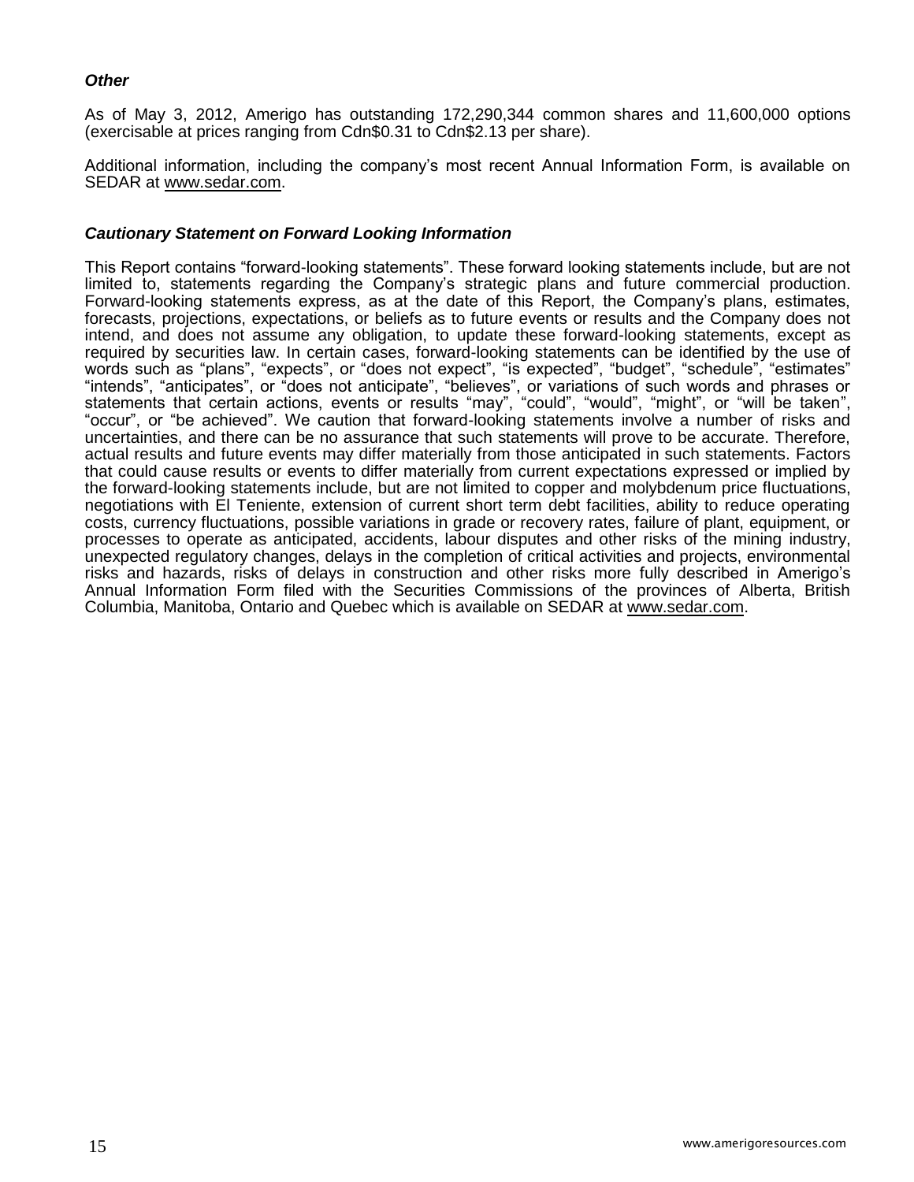### *Other*

As of May 3, 2012, Amerigo has outstanding 172,290,344 common shares and 11,600,000 options (exercisable at prices ranging from Cdn$0.31 to Cdn$2.13 per share).

Additional information, including the company's most recent Annual Information Form, is available on SEDAR at www.sedar.com.

### *Cautionary Statement on Forward Looking Information*

This Report contains "forward-looking statements". These forward looking statements include, but are not limited to, statements regarding the Company's strategic plans and future commercial production. Forward-looking statements express, as at the date of this Report, the Company's plans, estimates, forecasts, projections, expectations, or beliefs as to future events or results and the Company does not intend, and does not assume any obligation, to update these forward-looking statements, except as required by securities law. In certain cases, forward-looking statements can be identified by the use of words such as "plans", "expects", or "does not expect", "is expected", "budget", "schedule", "estimates" "intends", "anticipates", or "does not anticipate", "believes", or variations of such words and phrases or statements that certain actions, events or results "may", "could", "would", "might", or "will be taken", "occur", or "be achieved". We caution that forward-looking statements involve a number of risks and uncertainties, and there can be no assurance that such statements will prove to be accurate. Therefore, actual results and future events may differ materially from those anticipated in such statements. Factors that could cause results or events to differ materially from current expectations expressed or implied by the forward-looking statements include, but are not limited to copper and molybdenum price fluctuations, negotiations with El Teniente, extension of current short term debt facilities, ability to reduce operating costs, currency fluctuations, possible variations in grade or recovery rates, failure of plant, equipment, or processes to operate as anticipated, accidents, labour disputes and other risks of the mining industry, unexpected regulatory changes, delays in the completion of critical activities and projects, environmental risks and hazards, risks of delays in construction and other risks more fully described in Amerigo's Annual Information Form filed with the Securities Commissions of the provinces of Alberta, British Columbia, Manitoba, Ontario and Quebec which is available on SEDAR at www.sedar.com.